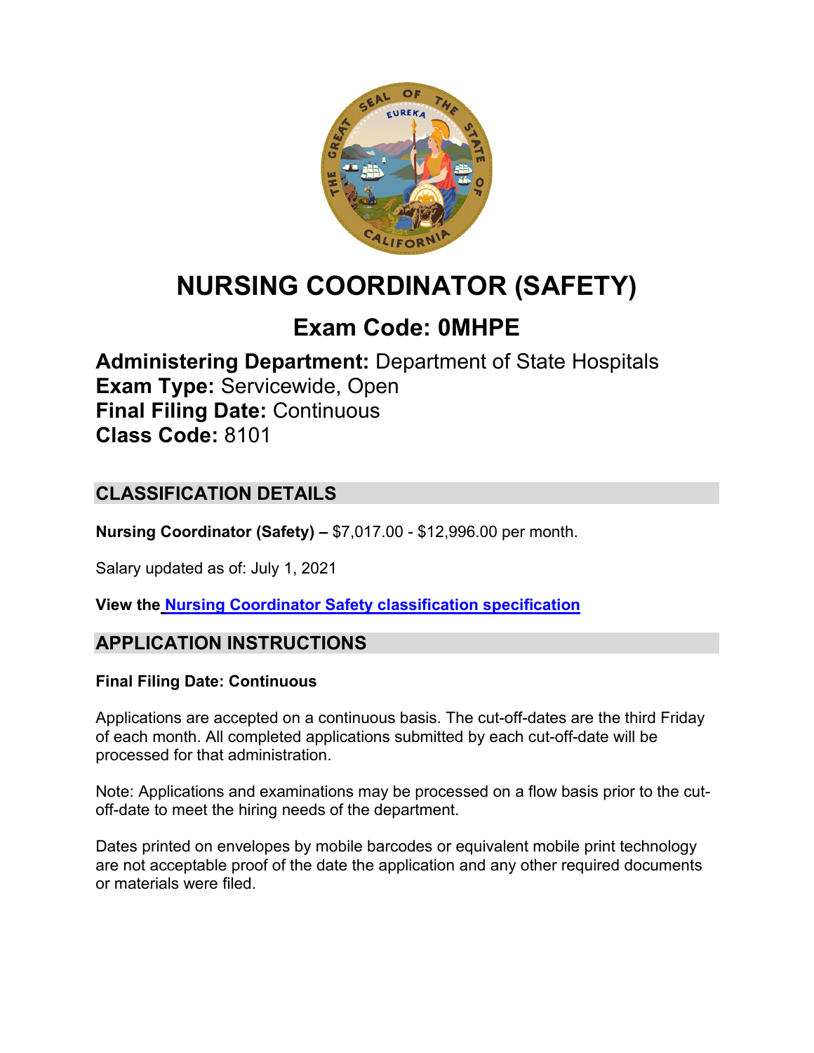# NURSING COORDINATOR (SAFETY)

## Exam Code: 0MHPE

**Administering Department:** Department of State Hospitals
**Exam Type:** Servicewide, Open
**Final Filing Date:** Continuous
**Class Code:** 8101

## CLASSIFICATION DETAILS

**Nursing Coordinator (Safety) –** $7,017.00 - $12,996.00 per month.

Salary updated as of: July 1, 2021

**View the** Nursing Coordinator Safety classification specification

## APPLICATION INSTRUCTIONS

**Final Filing Date: Continuous**

Applications are accepted on a continuous basis. The cut-off-dates are the third Friday of each month. All completed applications submitted by each cut-off-date will be processed for that administration.

Note: Applications and examinations may be processed on a flow basis prior to the cut-off-date to meet the hiring needs of the department.

Dates printed on envelopes by mobile barcodes or equivalent mobile print technology are not acceptable proof of the date the application and any other required documents or materials were filed.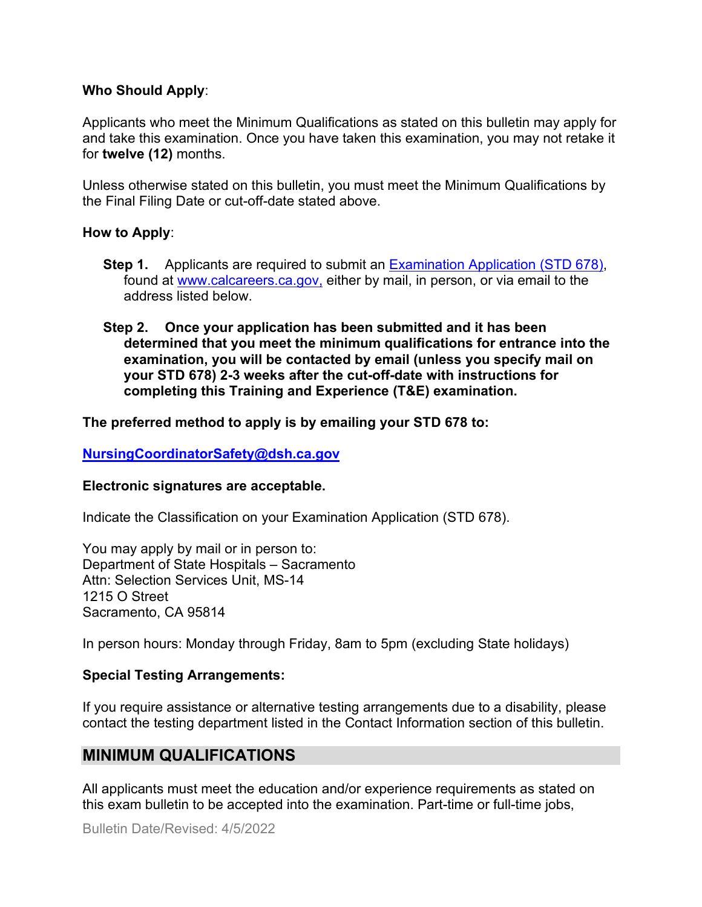**Who Should Apply**:

Applicants who meet the Minimum Qualifications as stated on this bulletin may apply for and take this examination. Once you have taken this examination, you may not retake it for **twelve (12)** months.

Unless otherwise stated on this bulletin, you must meet the Minimum Qualifications by the Final Filing Date or cut-off-date stated above.

**How to Apply**:

**Step 1.** Applicants are required to submit an [Examination Application (STD 678)](), found at [www.calcareers.ca.gov,](www.calcareers.ca.gov) either by mail, in person, or via email to the address listed below.

**Step 2. Once your application has been submitted and it has been determined that you meet the minimum qualifications for entrance into the examination, you will be contacted by email (unless you specify mail on your STD 678) 2-3 weeks after the cut-off-date with instructions for completing this Training and Experience (T&E) examination.**

**The preferred method to apply is by emailing your STD 678 to:**

**[NursingCoordinatorSafety@dsh.ca.gov](mailto:NursingCoordinatorSafety@dsh.ca.gov)**

**Electronic signatures are acceptable.**

Indicate the Classification on your Examination Application (STD 678).

You may apply by mail or in person to:
Department of State Hospitals – Sacramento
Attn: Selection Services Unit, MS-14
1215 O Street
Sacramento, CA 95814

In person hours: Monday through Friday, 8am to 5pm (excluding State holidays)

**Special Testing Arrangements:**

If you require assistance or alternative testing arrangements due to a disability, please contact the testing department listed in the Contact Information section of this bulletin.

## MINIMUM QUALIFICATIONS

All applicants must meet the education and/or experience requirements as stated on this exam bulletin to be accepted into the examination. Part-time or full-time jobs,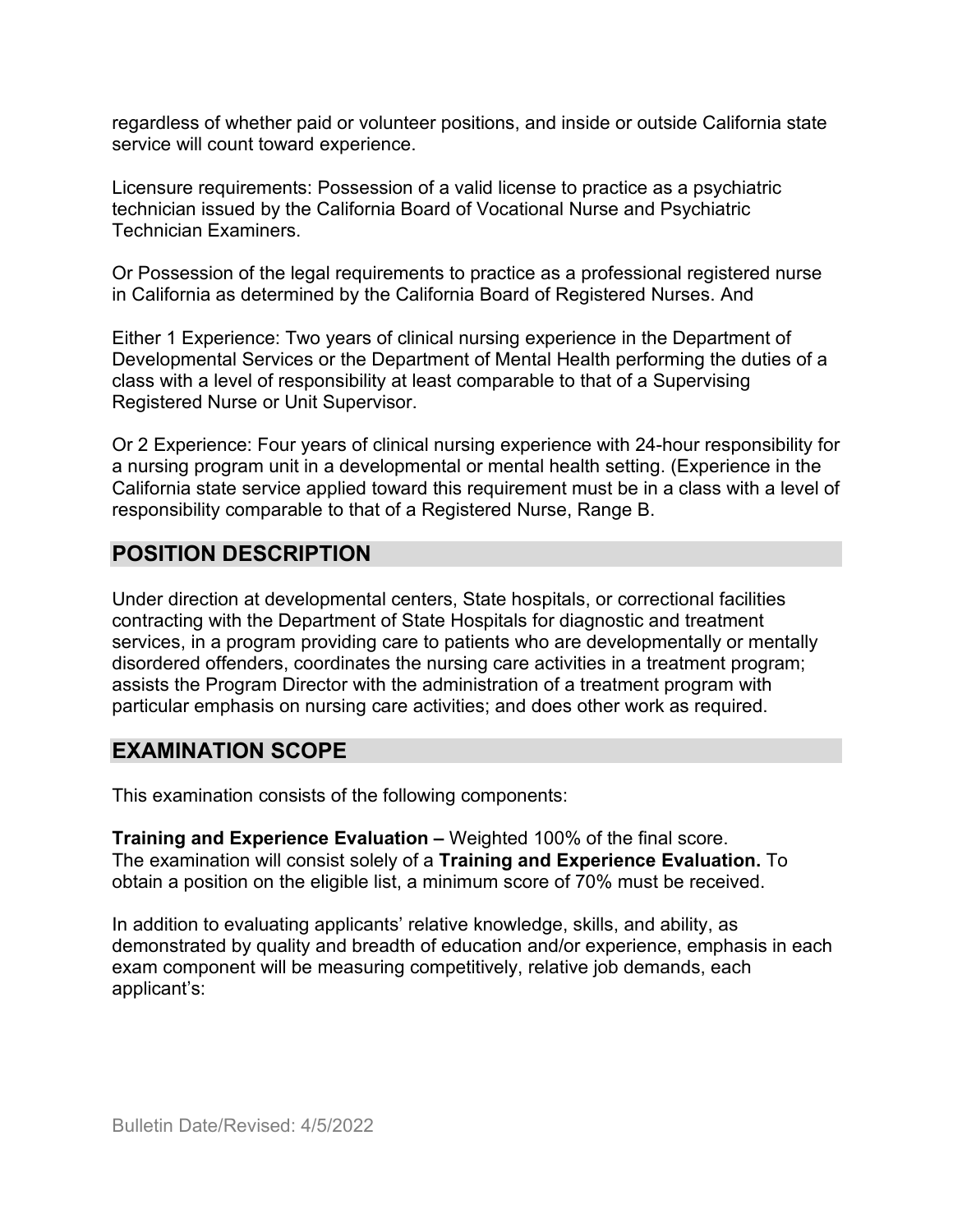regardless of whether paid or volunteer positions, and inside or outside California state service will count toward experience.

Licensure requirements: Possession of a valid license to practice as a psychiatric technician issued by the California Board of Vocational Nurse and Psychiatric Technician Examiners.

Or Possession of the legal requirements to practice as a professional registered nurse in California as determined by the California Board of Registered Nurses. And

Either 1 Experience: Two years of clinical nursing experience in the Department of Developmental Services or the Department of Mental Health performing the duties of a class with a level of responsibility at least comparable to that of a Supervising Registered Nurse or Unit Supervisor.

Or 2 Experience: Four years of clinical nursing experience with 24-hour responsibility for a nursing program unit in a developmental or mental health setting. (Experience in the California state service applied toward this requirement must be in a class with a level of responsibility comparable to that of a Registered Nurse, Range B.

## POSITION DESCRIPTION

Under direction at developmental centers, State hospitals, or correctional facilities contracting with the Department of State Hospitals for diagnostic and treatment services, in a program providing care to patients who are developmentally or mentally disordered offenders, coordinates the nursing care activities in a treatment program; assists the Program Director with the administration of a treatment program with particular emphasis on nursing care activities; and does other work as required.

## EXAMINATION SCOPE

This examination consists of the following components:

**Training and Experience Evaluation –** Weighted 100% of the final score. The examination will consist solely of a **Training and Experience Evaluation.** To obtain a position on the eligible list, a minimum score of 70% must be received.

In addition to evaluating applicants' relative knowledge, skills, and ability, as demonstrated by quality and breadth of education and/or experience, emphasis in each exam component will be measuring competitively, relative job demands, each applicant's: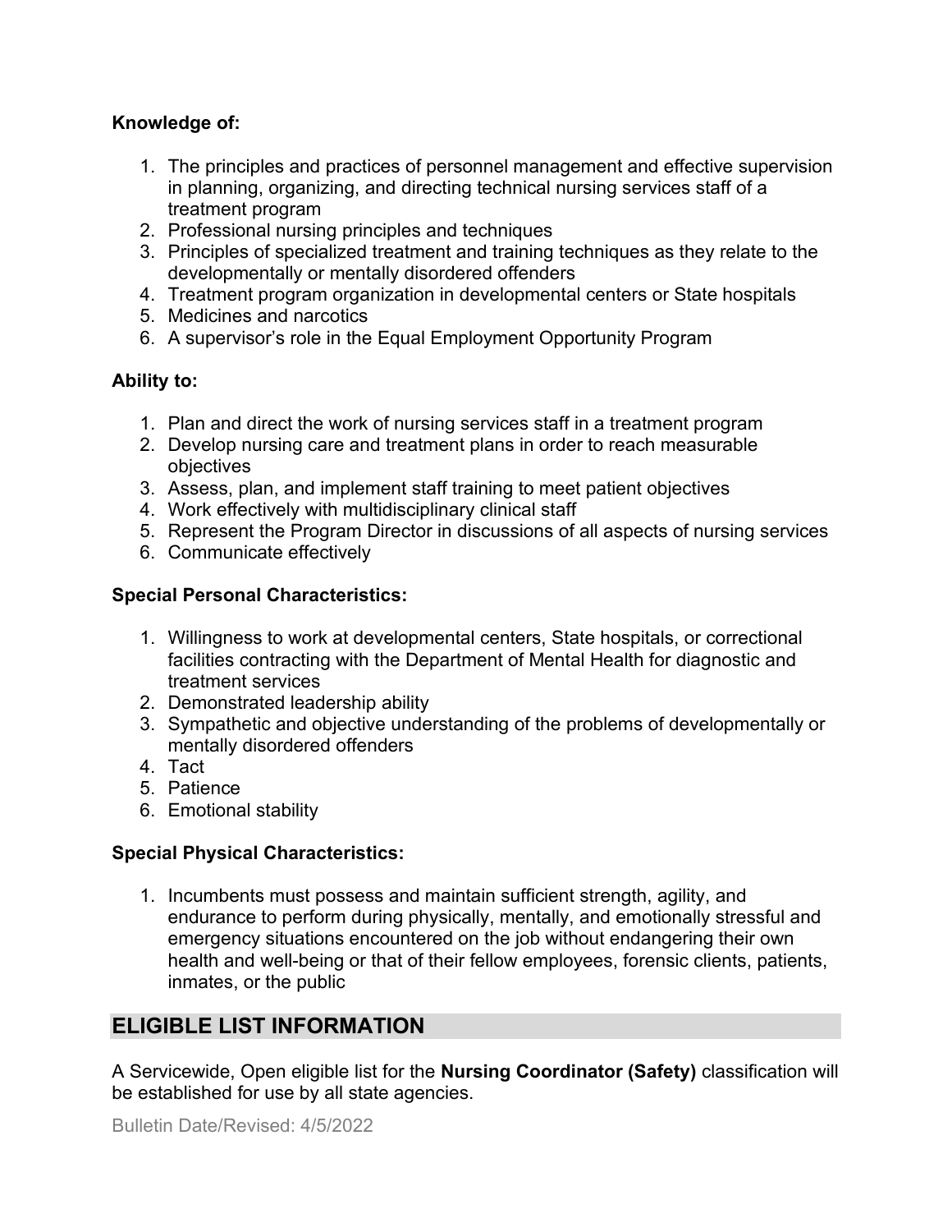**Knowledge of:**

1. The principles and practices of personnel management and effective supervision in planning, organizing, and directing technical nursing services staff of a treatment program
2. Professional nursing principles and techniques
3. Principles of specialized treatment and training techniques as they relate to the developmentally or mentally disordered offenders
4. Treatment program organization in developmental centers or State hospitals
5. Medicines and narcotics
6. A supervisor's role in the Equal Employment Opportunity Program

**Ability to:**

1. Plan and direct the work of nursing services staff in a treatment program
2. Develop nursing care and treatment plans in order to reach measurable objectives
3. Assess, plan, and implement staff training to meet patient objectives
4. Work effectively with multidisciplinary clinical staff
5. Represent the Program Director in discussions of all aspects of nursing services
6. Communicate effectively

**Special Personal Characteristics:**

1. Willingness to work at developmental centers, State hospitals, or correctional facilities contracting with the Department of Mental Health for diagnostic and treatment services
2. Demonstrated leadership ability
3. Sympathetic and objective understanding of the problems of developmentally or mentally disordered offenders
4. Tact
5. Patience
6. Emotional stability

**Special Physical Characteristics:**

1. Incumbents must possess and maintain sufficient strength, agility, and endurance to perform during physically, mentally, and emotionally stressful and emergency situations encountered on the job without endangering their own health and well-being or that of their fellow employees, forensic clients, patients, inmates, or the public

## ELIGIBLE LIST INFORMATION

A Servicewide, Open eligible list for the **Nursing Coordinator (Safety)** classification will be established for use by all state agencies.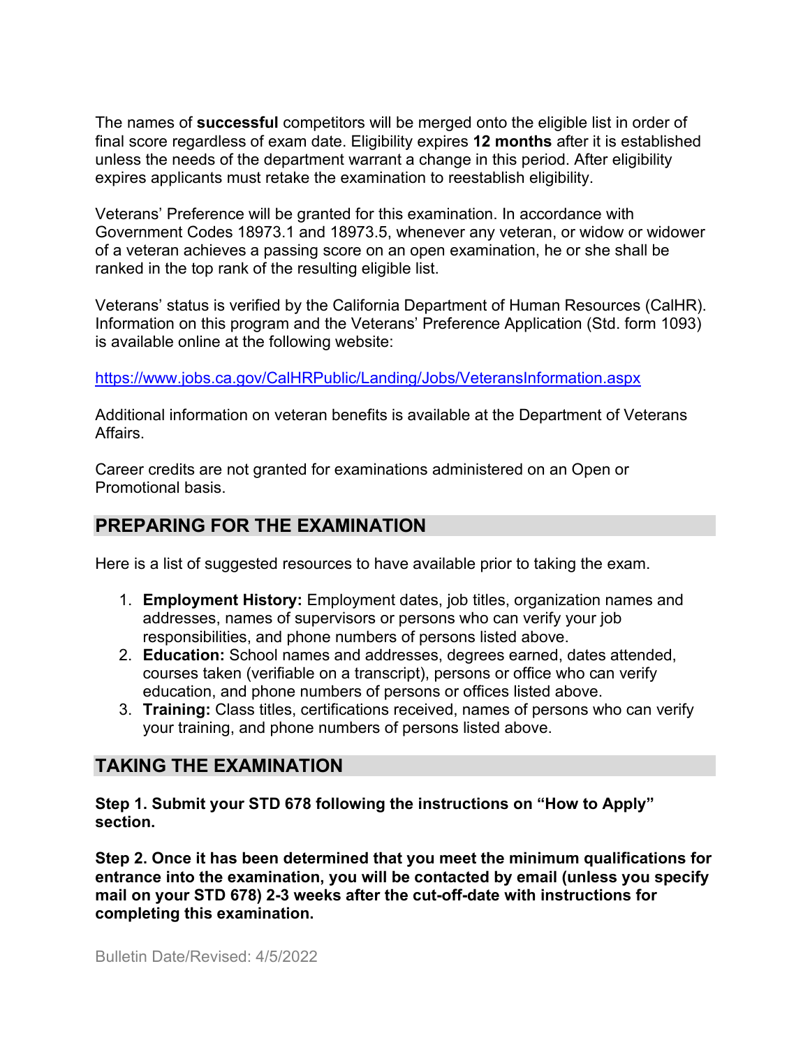The names of **successful** competitors will be merged onto the eligible list in order of final score regardless of exam date. Eligibility expires **12 months** after it is established unless the needs of the department warrant a change in this period. After eligibility expires applicants must retake the examination to reestablish eligibility.

Veterans' Preference will be granted for this examination. In accordance with Government Codes 18973.1 and 18973.5, whenever any veteran, or widow or widower of a veteran achieves a passing score on an open examination, he or she shall be ranked in the top rank of the resulting eligible list.

Veterans' status is verified by the California Department of Human Resources (CalHR). Information on this program and the Veterans' Preference Application (Std. form 1093) is available online at the following website:

https://www.jobs.ca.gov/CalHRPublic/Landing/Jobs/VeteransInformation.aspx

Additional information on veteran benefits is available at the Department of Veterans Affairs.

Career credits are not granted for examinations administered on an Open or Promotional basis.

## PREPARING FOR THE EXAMINATION

Here is a list of suggested resources to have available prior to taking the exam.

1. **Employment History:** Employment dates, job titles, organization names and addresses, names of supervisors or persons who can verify your job responsibilities, and phone numbers of persons listed above.
2. **Education:** School names and addresses, degrees earned, dates attended, courses taken (verifiable on a transcript), persons or office who can verify education, and phone numbers of persons or offices listed above.
3. **Training:** Class titles, certifications received, names of persons who can verify your training, and phone numbers of persons listed above.

## TAKING THE EXAMINATION

**Step 1. Submit your STD 678 following the instructions on "How to Apply" section.**

**Step 2. Once it has been determined that you meet the minimum qualifications for entrance into the examination, you will be contacted by email (unless you specify mail on your STD 678) 2-3 weeks after the cut-off-date with instructions for completing this examination.**

Bulletin Date/Revised: 4/5/2022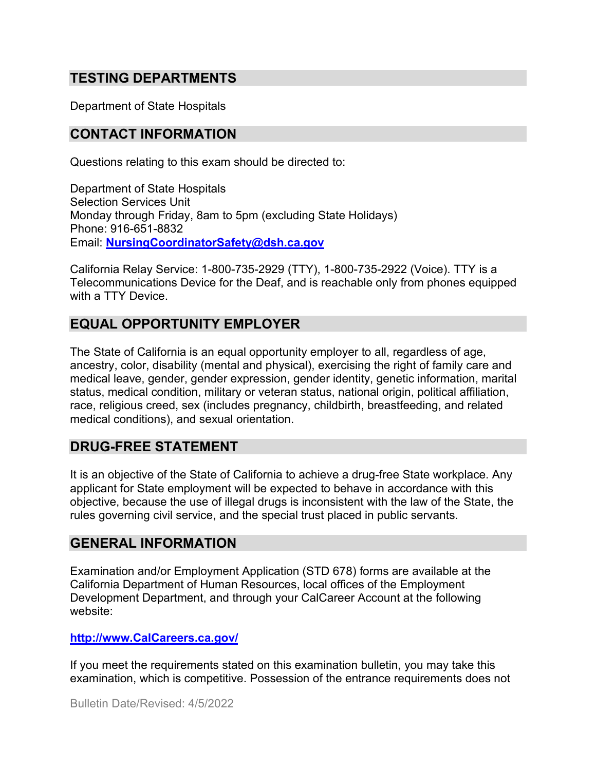## TESTING DEPARTMENTS

Department of State Hospitals

## CONTACT INFORMATION

Questions relating to this exam should be directed to:

Department of State Hospitals
Selection Services Unit
Monday through Friday, 8am to 5pm (excluding State Holidays)
Phone: 916-651-8832
Email: **NursingCoordinatorSafety@dsh.ca.gov**

California Relay Service: 1-800-735-2929 (TTY), 1-800-735-2922 (Voice). TTY is a Telecommunications Device for the Deaf, and is reachable only from phones equipped with a TTY Device.

## EQUAL OPPORTUNITY EMPLOYER

The State of California is an equal opportunity employer to all, regardless of age, ancestry, color, disability (mental and physical), exercising the right of family care and medical leave, gender, gender expression, gender identity, genetic information, marital status, medical condition, military or veteran status, national origin, political affiliation, race, religious creed, sex (includes pregnancy, childbirth, breastfeeding, and related medical conditions), and sexual orientation.

## DRUG-FREE STATEMENT

It is an objective of the State of California to achieve a drug-free State workplace. Any applicant for State employment will be expected to behave in accordance with this objective, because the use of illegal drugs is inconsistent with the law of the State, the rules governing civil service, and the special trust placed in public servants.

## GENERAL INFORMATION

Examination and/or Employment Application (STD 678) forms are available at the California Department of Human Resources, local offices of the Employment Development Department, and through your CalCareer Account at the following website:

**http://www.CalCareers.ca.gov/**

If you meet the requirements stated on this examination bulletin, you may take this examination, which is competitive. Possession of the entrance requirements does not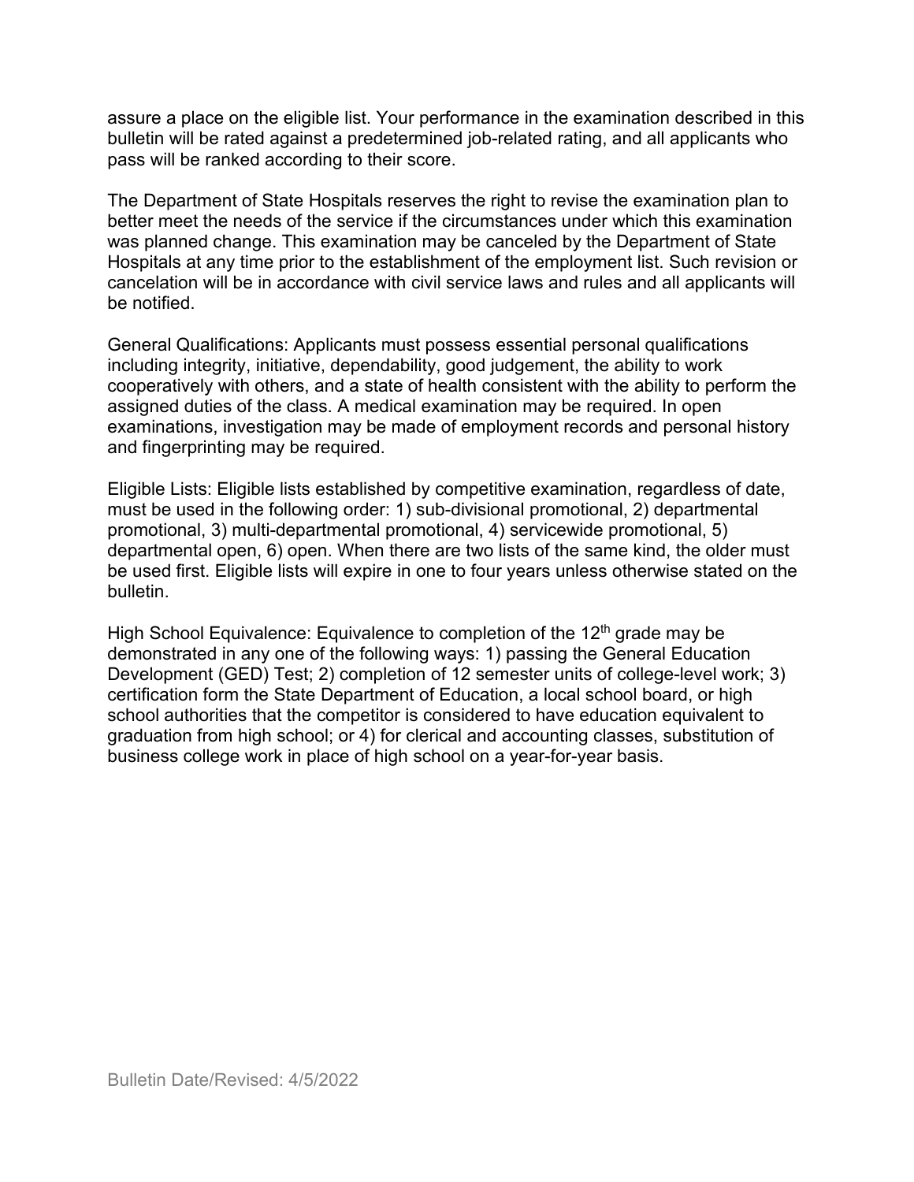assure a place on the eligible list. Your performance in the examination described in this bulletin will be rated against a predetermined job-related rating, and all applicants who pass will be ranked according to their score.

The Department of State Hospitals reserves the right to revise the examination plan to better meet the needs of the service if the circumstances under which this examination was planned change. This examination may be canceled by the Department of State Hospitals at any time prior to the establishment of the employment list. Such revision or cancelation will be in accordance with civil service laws and rules and all applicants will be notified.

General Qualifications: Applicants must possess essential personal qualifications including integrity, initiative, dependability, good judgement, the ability to work cooperatively with others, and a state of health consistent with the ability to perform the assigned duties of the class. A medical examination may be required. In open examinations, investigation may be made of employment records and personal history and fingerprinting may be required.

Eligible Lists: Eligible lists established by competitive examination, regardless of date, must be used in the following order: 1) sub-divisional promotional, 2) departmental promotional, 3) multi-departmental promotional, 4) servicewide promotional, 5) departmental open, 6) open. When there are two lists of the same kind, the older must be used first. Eligible lists will expire in one to four years unless otherwise stated on the bulletin.

High School Equivalence: Equivalence to completion of the 12th grade may be demonstrated in any one of the following ways: 1) passing the General Education Development (GED) Test; 2) completion of 12 semester units of college-level work; 3) certification form the State Department of Education, a local school board, or high school authorities that the competitor is considered to have education equivalent to graduation from high school; or 4) for clerical and accounting classes, substitution of business college work in place of high school on a year-for-year basis.

Bulletin Date/Revised: 4/5/2022